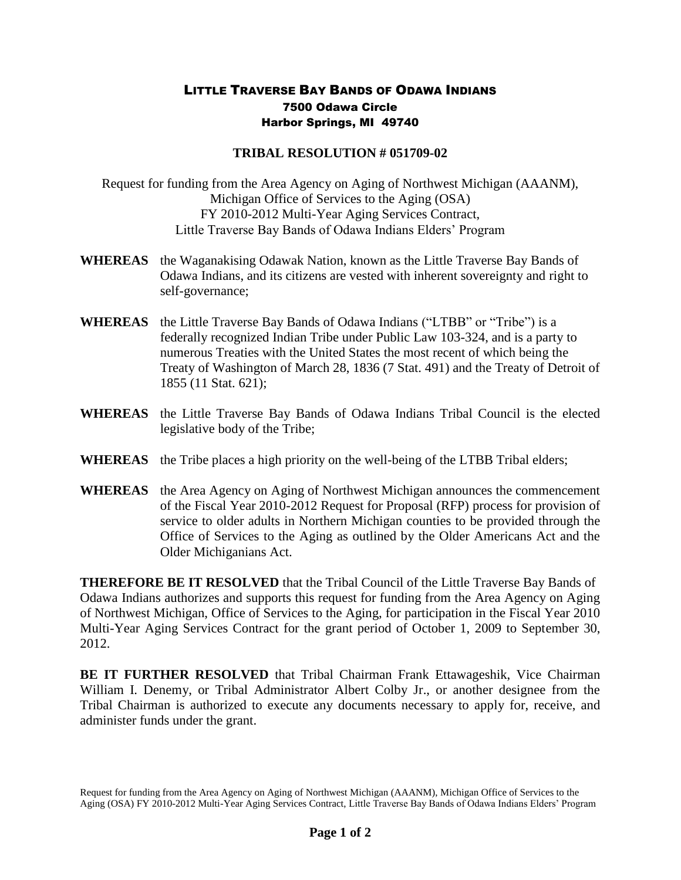# LITTLE TRAVERSE BAY BANDS OF ODAWA INDIANS

7500 Odawa Circle
Harbor Springs, MI 49740

## TRIBAL RESOLUTION # 051709-02

Request for funding from the Area Agency on Aging of Northwest Michigan (AAANM), Michigan Office of Services to the Aging (OSA) FY 2010-2012 Multi-Year Aging Services Contract, Little Traverse Bay Bands of Odawa Indians Elders' Program

**WHEREAS** the Waganakising Odawak Nation, known as the Little Traverse Bay Bands of Odawa Indians, and its citizens are vested with inherent sovereignty and right to self-governance;

**WHEREAS** the Little Traverse Bay Bands of Odawa Indians ("LTBB" or "Tribe") is a federally recognized Indian Tribe under Public Law 103-324, and is a party to numerous Treaties with the United States the most recent of which being the Treaty of Washington of March 28, 1836 (7 Stat. 491) and the Treaty of Detroit of 1855 (11 Stat. 621);

**WHEREAS** the Little Traverse Bay Bands of Odawa Indians Tribal Council is the elected legislative body of the Tribe;

**WHEREAS** the Tribe places a high priority on the well-being of the LTBB Tribal elders;

**WHEREAS** the Area Agency on Aging of Northwest Michigan announces the commencement of the Fiscal Year 2010-2012 Request for Proposal (RFP) process for provision of service to older adults in Northern Michigan counties to be provided through the Office of Services to the Aging as outlined by the Older Americans Act and the Older Michiganians Act.

**THEREFORE BE IT RESOLVED** that the Tribal Council of the Little Traverse Bay Bands of Odawa Indians authorizes and supports this request for funding from the Area Agency on Aging of Northwest Michigan, Office of Services to the Aging, for participation in the Fiscal Year 2010 Multi-Year Aging Services Contract for the grant period of October 1, 2009 to September 30, 2012.

**BE IT FURTHER RESOLVED** that Tribal Chairman Frank Ettawageshik, Vice Chairman William I. Denemy, or Tribal Administrator Albert Colby Jr., or another designee from the Tribal Chairman is authorized to execute any documents necessary to apply for, receive, and administer funds under the grant.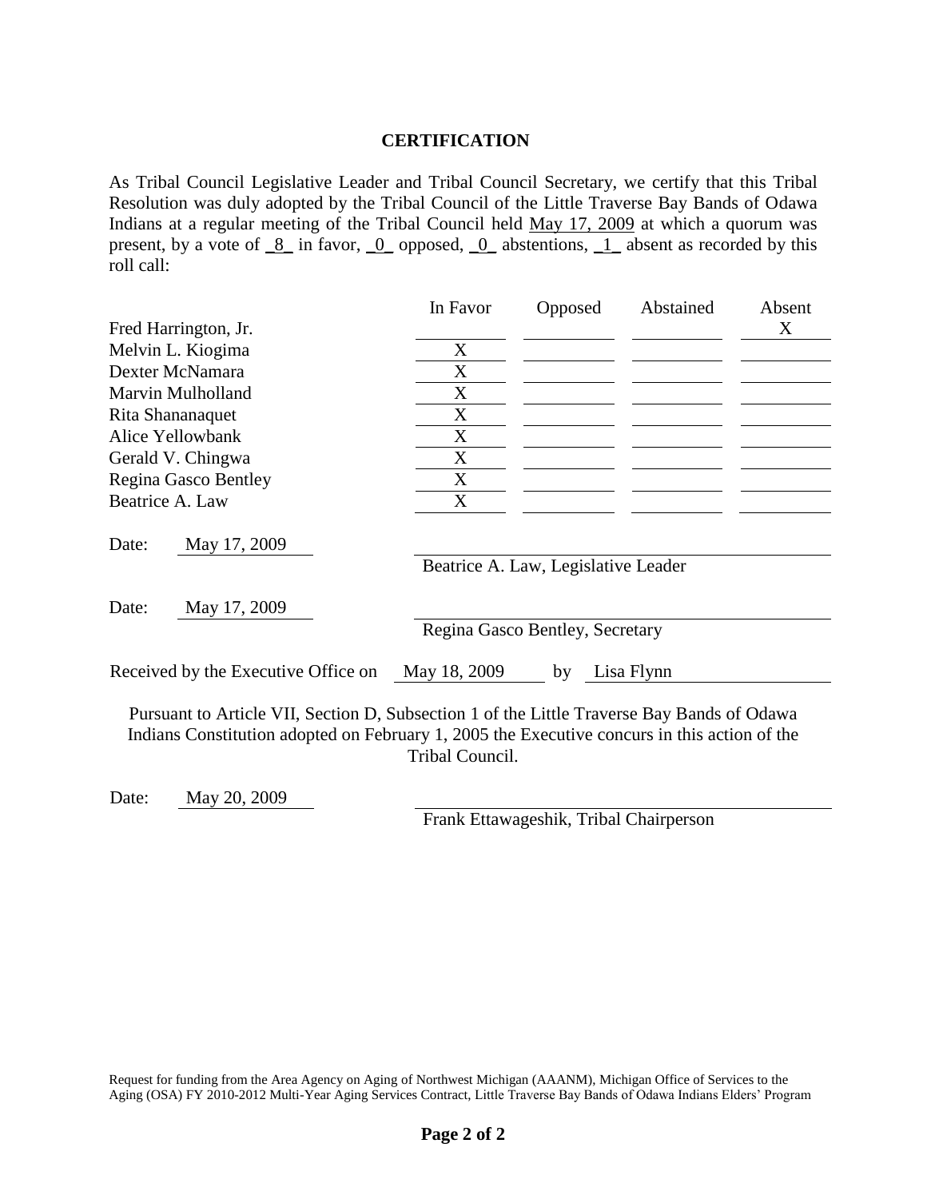## CERTIFICATION

As Tribal Council Legislative Leader and Tribal Council Secretary, we certify that this Tribal Resolution was duly adopted by the Tribal Council of the Little Traverse Bay Bands of Odawa Indians at a regular meeting of the Tribal Council held May 17, 2009 at which a quorum was present, by a vote of _8_ in favor, _0_ opposed, _0_ abstentions, _1_ absent as recorded by this roll call:

| | In Favor | Opposed | Abstained | Absent |
|---|---|---|---|---|
| Fred Harrington, Jr. | | | | X |
| Melvin L. Kiogima | X | | | |
| Dexter McNamara | X | | | |
| Marvin Mulholland | X | | | |
| Rita Shananaquet | X | | | |
| Alice Yellowbank | X | | | |
| Gerald V. Chingwa | X | | | |
| Regina Gasco Bentley | X | | | |
| Beatrice A. Law | X | | | |

Date: May 17, 2009

Beatrice A. Law, Legislative Leader

Date: May 17, 2009

Regina Gasco Bentley, Secretary

Received by the Executive Office on May 18, 2009 by Lisa Flynn

Pursuant to Article VII, Section D, Subsection 1 of the Little Traverse Bay Bands of Odawa Indians Constitution adopted on February 1, 2005 the Executive concurs in this action of the Tribal Council.

Date: May 20, 2009

Frank Ettawageshik, Tribal Chairperson

Request for funding from the Area Agency on Aging of Northwest Michigan (AAANM), Michigan Office of Services to the Aging (OSA) FY 2010-2012 Multi-Year Aging Services Contract, Little Traverse Bay Bands of Odawa Indians Elders' Program